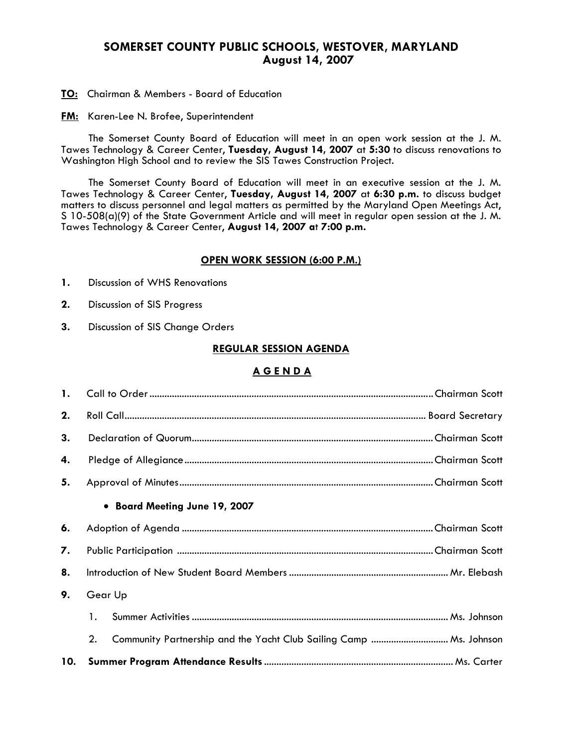# SOMERSET COUNTY PUBLIC SCHOOLS, WESTOVER, MARYLAND
## August 14, 2007

**TO:** Chairman & Members - Board of Education

**FM:** Karen-Lee N. Brofee, Superintendent

The Somerset County Board of Education will meet in an open work session at the J. M. Tawes Technology & Career Center**, Tuesday, August 14, 2007** at **5:30** to discuss renovations to Washington High School and to review the SIS Tawes Construction Project.

The Somerset County Board of Education will meet in an executive session at the J. M. Tawes Technology & Career Center**, Tuesday, August 14, 2007** at **6:30 p.m.** to discuss budget matters to discuss personnel and legal matters as permitted by the Maryland Open Meetings Act**,** S 10-508(a)(9) of the State Government Article and will meet in regular open session at the J. M. Tawes Technology & Career Center**, August 14, 2007 a**t **7:00 p.m.**

### OPEN WORK SESSION (6:00 P.M.)

1. Discussion of WHS Renovations
2. Discussion of SIS Progress
3. Discussion of SIS Change Orders

### REGULAR SESSION AGENDA

### A G E N D A

1. Call to Order .................. Chairman Scott
2. Roll Call .................. Board Secretary
3. Declaration of Quorum .................. Chairman Scott
4. Pledge of Allegiance .................. Chairman Scott
5. Approval of Minutes .................. Chairman Scott
   - **Board Meeting June 19, 2007**
6. Adoption of Agenda .................. Chairman Scott
7. Public Participation .................. Chairman Scott
8. Introduction of New Student Board Members .................. Mr. Elebash
9. Gear Up
   1. Summer Activities .................. Ms. Johnson
   2. Community Partnership and the Yacht Club Sailing Camp .................. Ms. Johnson
10. **Summer Program Attendance Results** .................. Ms. Carter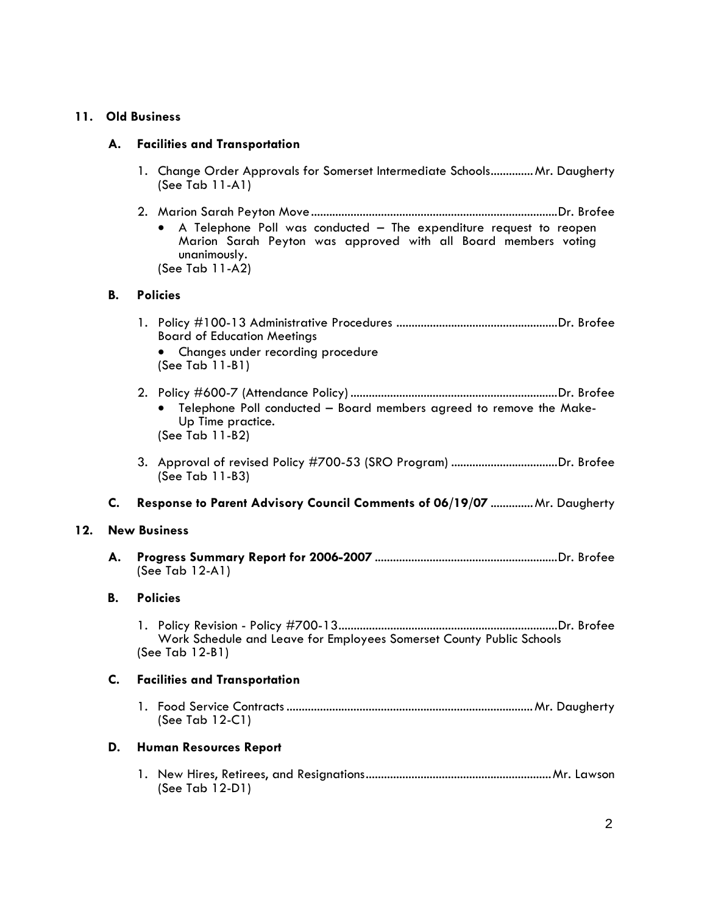**11. Old Business**

**A. Facilities and Transportation**

1. Change Order Approvals for Somerset Intermediate Schools.............Mr. Daugherty
(See Tab 11-A1)

2. Marion Sarah Peyton Move...............................................................................Dr. Brofee
   - A Telephone Poll was conducted – The expenditure request to reopen Marion Sarah Peyton was approved with all Board members voting unanimously.

   (See Tab 11-A2)

**B. Policies**

1. Policy #100-13 Administrative Procedures ....................................................Dr. Brofee
Board of Education Meetings
   - Changes under recording procedure

   (See Tab 11-B1)

2. Policy #600-7 (Attendance Policy)...................................................................Dr. Brofee
   - Telephone Poll conducted – Board members agreed to remove the Make-Up Time practice.

   (See Tab 11-B2)

3. Approval of revised Policy #700-53 (SRO Program) ..................................Dr. Brofee
(See Tab 11-B3)

**C. Response to Parent Advisory Council Comments of 06/19/07** .............Mr. Daugherty

**12. New Business**

**A. Progress Summary Report for 2006-2007** ...........................................................Dr. Brofee
(See Tab 12-A1)

**B. Policies**

1. Policy Revision - Policy #700-13.......................................................................Dr. Brofee
Work Schedule and Leave for Employees Somerset County Public Schools
(See Tab 12-B1)

**C. Facilities and Transportation**

1. Food Service Contracts ................................................................................Mr. Daugherty
(See Tab 12-C1)

**D. Human Resources Report**

1. New Hires, Retirees, and Resignations............................................................Mr. Lawson
(See Tab 12-D1)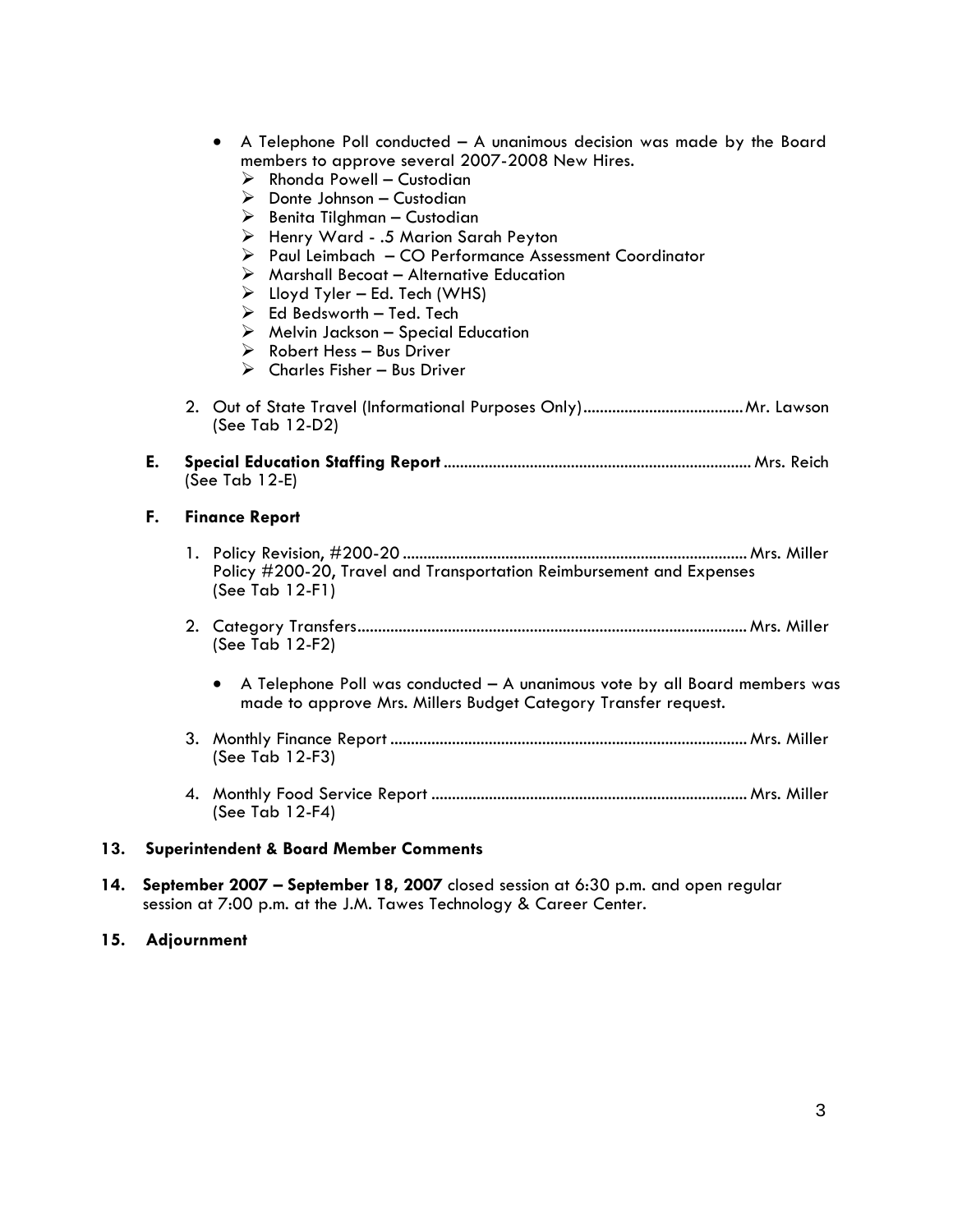- A Telephone Poll conducted – A unanimous decision was made by the Board members to approve several 2007-2008 New Hires.
  - Rhonda Powell – Custodian
  - Donte Johnson – Custodian
  - Benita Tilghman – Custodian
  - Henry Ward - .5 Marion Sarah Peyton
  - Paul Leimbach – CO Performance Assessment Coordinator
  - Marshall Becoat – Alternative Education
  - Lloyd Tyler – Ed. Tech (WHS)
  - Ed Bedsworth – Ted. Tech
  - Melvin Jackson – Special Education
  - Robert Hess – Bus Driver
  - Charles Fisher – Bus Driver

2. Out of State Travel (Informational Purposes Only)......................................Mr. Lawson
   (See Tab 12-D2)

**E. Special Education Staffing Report**.......................................................................... Mrs. Reich
(See Tab 12-E)

**F. Finance Report**

1. Policy Revision, #200-20 .................................................................................. Mrs. Miller
   Policy #200-20, Travel and Transportation Reimbursement and Expenses
   (See Tab 12-F1)

2. Category Transfers............................................................................................. Mrs. Miller
   (See Tab 12-F2)

   - A Telephone Poll was conducted – A unanimous vote by all Board members was made to approve Mrs. Millers Budget Category Transfer request.

3. Monthly Finance Report ..................................................................................... Mrs. Miller
   (See Tab 12-F3)

4. Monthly Food Service Report ............................................................................ Mrs. Miller
   (See Tab 12-F4)

**13. Superintendent & Board Member Comments**

**14. September 2007 – September 18, 2007** closed session at 6:30 p.m. and open regular session at 7:00 p.m. at the J.M. Tawes Technology & Career Center.

**15. Adjournment**